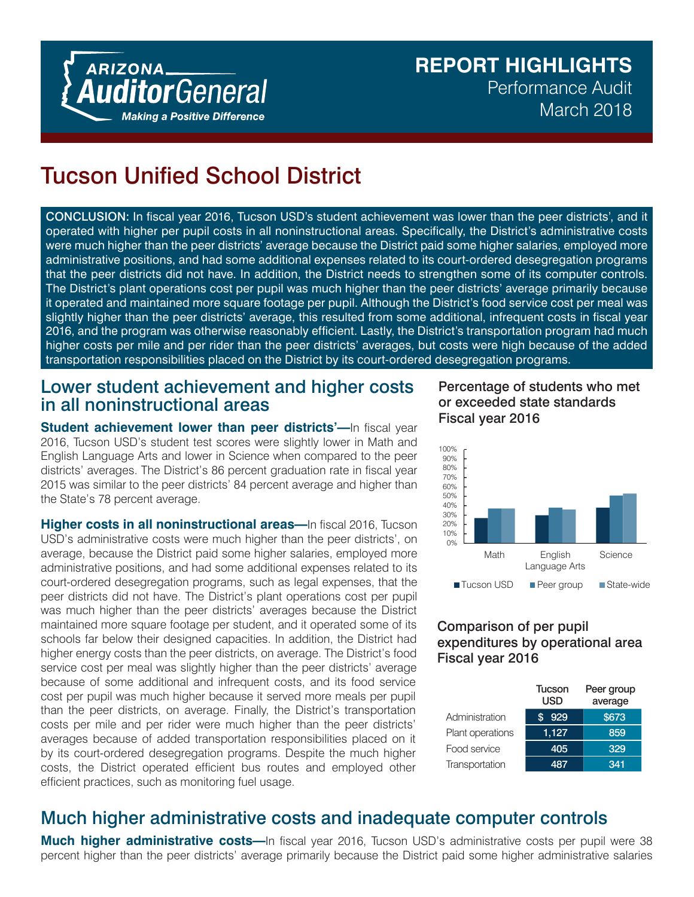ARIZONA Auditor General
Making a Positive Difference

REPORT HIGHLIGHTS
Performance Audit
March 2018

# Tucson Unified School District

CONCLUSION: In fiscal year 2016, Tucson USD's student achievement was lower than the peer districts', and it operated with higher per pupil costs in all noninstructional areas. Specifically, the District's administrative costs were much higher than the peer districts' average because the District paid some higher salaries, employed more administrative positions, and had some additional expenses related to its court-ordered desegregation programs that the peer districts did not have. In addition, the District needs to strengthen some of its computer controls. The District's plant operations cost per pupil was much higher than the peer districts' average primarily because it operated and maintained more square footage per pupil. Although the District's food service cost per meal was slightly higher than the peer districts' average, this resulted from some additional, infrequent costs in fiscal year 2016, and the program was otherwise reasonably efficient. Lastly, the District's transportation program had much higher costs per mile and per rider than the peer districts' averages, but costs were high because of the added transportation responsibilities placed on the District by its court-ordered desegregation programs.

## Lower student achievement and higher costs in all noninstructional areas

**Student achievement lower than peer districts'—**In fiscal year 2016, Tucson USD's student test scores were slightly lower in Math and English Language Arts and lower in Science when compared to the peer districts' averages. The District's 86 percent graduation rate in fiscal year 2015 was similar to the peer districts' 84 percent average and higher than the State's 78 percent average.

**Higher costs in all noninstructional areas—**In fiscal 2016, Tucson USD's administrative costs were much higher than the peer districts', on average, because the District paid some higher salaries, employed more administrative positions, and had some additional expenses related to its court-ordered desegregation programs, such as legal expenses, that the peer districts did not have. The District's plant operations cost per pupil was much higher than the peer districts' averages because the District maintained more square footage per student, and it operated some of its schools far below their designed capacities. In addition, the District had higher energy costs than the peer districts, on average. The District's food service cost per meal was slightly higher than the peer districts' average because of some additional and infrequent costs, and its food service cost per pupil was much higher because it served more meals per pupil than the peer districts, on average. Finally, the District's transportation costs per mile and per rider were much higher than the peer districts' averages because of added transportation responsibilities placed on it by its court-ordered desegregation programs. Despite the much higher costs, the District operated efficient bus routes and employed other efficient practices, such as monitoring fuel usage.

**Percentage of students who met or exceeded state standards Fiscal year 2016**

(Bar chart: Math, English Language Arts, Science — Tucson USD, Peer group, State-wide; y-axis 0%–100%)

**Comparison of per pupil expenditures by operational area Fiscal year 2016**

| | Tucson USD | Peer group average |
|---|---|---|
| Administration | $ 929 | $673 |
| Plant operations | 1,127 | 859 |
| Food service | 405 | 329 |
| Transportation | 487 | 341 |

## Much higher administrative costs and inadequate computer controls

**Much higher administrative costs—**In fiscal year 2016, Tucson USD's administrative costs per pupil were 38 percent higher than the peer districts' average primarily because the District paid some higher administrative salaries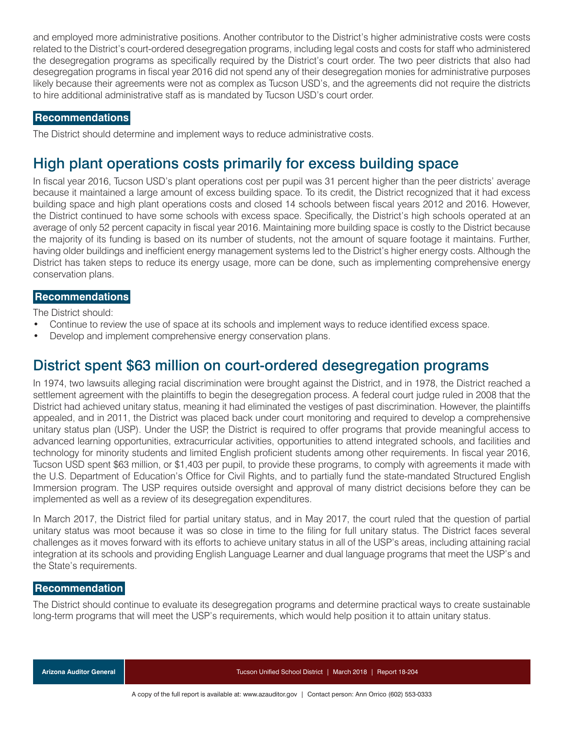and employed more administrative positions. Another contributor to the District's higher administrative costs were costs related to the District's court-ordered desegregation programs, including legal costs and costs for staff who administered the desegregation programs as specifically required by the District's court order. The two peer districts that also had desegregation programs in fiscal year 2016 did not spend any of their desegregation monies for administrative purposes likely because their agreements were not as complex as Tucson USD's, and the agreements did not require the districts to hire additional administrative staff as is mandated by Tucson USD's court order.

**Recommendations**

The District should determine and implement ways to reduce administrative costs.

## High plant operations costs primarily for excess building space

In fiscal year 2016, Tucson USD's plant operations cost per pupil was 31 percent higher than the peer districts' average because it maintained a large amount of excess building space. To its credit, the District recognized that it had excess building space and high plant operations costs and closed 14 schools between fiscal years 2012 and 2016. However, the District continued to have some schools with excess space. Specifically, the District's high schools operated at an average of only 52 percent capacity in fiscal year 2016. Maintaining more building space is costly to the District because the majority of its funding is based on its number of students, not the amount of square footage it maintains. Further, having older buildings and inefficient energy management systems led to the District's higher energy costs. Although the District has taken steps to reduce its energy usage, more can be done, such as implementing comprehensive energy conservation plans.

**Recommendations**

The District should:

- Continue to review the use of space at its schools and implement ways to reduce identified excess space.
- Develop and implement comprehensive energy conservation plans.

## District spent $63 million on court-ordered desegregation programs

In 1974, two lawsuits alleging racial discrimination were brought against the District, and in 1978, the District reached a settlement agreement with the plaintiffs to begin the desegregation process. A federal court judge ruled in 2008 that the District had achieved unitary status, meaning it had eliminated the vestiges of past discrimination. However, the plaintiffs appealed, and in 2011, the District was placed back under court monitoring and required to develop a comprehensive unitary status plan (USP). Under the USP, the District is required to offer programs that provide meaningful access to advanced learning opportunities, extracurricular activities, opportunities to attend integrated schools, and facilities and technology for minority students and limited English proficient students among other requirements. In fiscal year 2016, Tucson USD spent $63 million, or $1,403 per pupil, to provide these programs, to comply with agreements it made with the U.S. Department of Education's Office for Civil Rights, and to partially fund the state-mandated Structured English Immersion program. The USP requires outside oversight and approval of many district decisions before they can be implemented as well as a review of its desegregation expenditures.

In March 2017, the District filed for partial unitary status, and in May 2017, the court ruled that the question of partial unitary status was moot because it was so close in time to the filing for full unitary status. The District faces several challenges as it moves forward with its efforts to achieve unitary status in all of the USP's areas, including attaining racial integration at its schools and providing English Language Learner and dual language programs that meet the USP's and the State's requirements.

**Recommendation**

The District should continue to evaluate its desegregation programs and determine practical ways to create sustainable long-term programs that will meet the USP's requirements, which would help position it to attain unitary status.

A copy of the full report is available at: www.azauditor.gov | Contact person: Ann Orrico (602) 553-0333